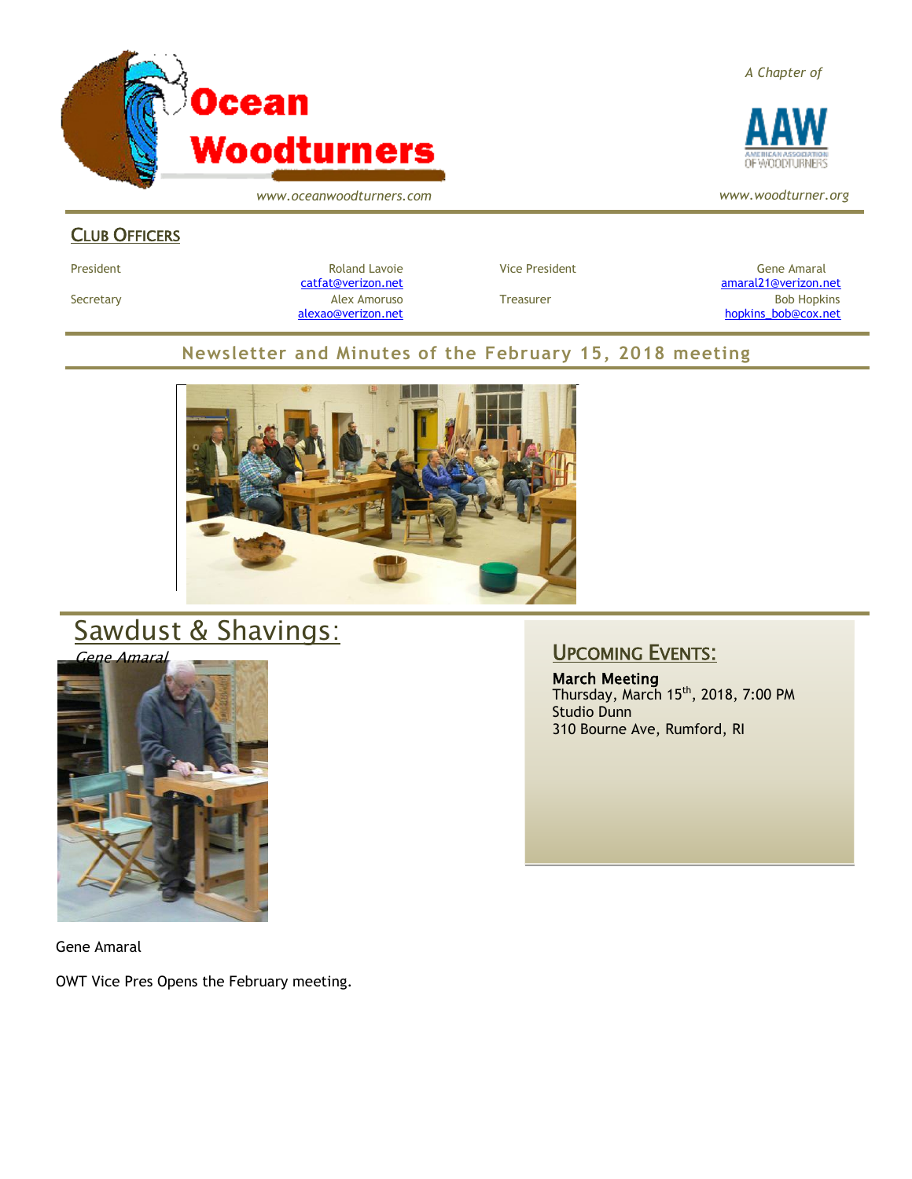# Ocean Woodturners

*A Chapter of*

AAW — American Association of Woodturners

*www.oceanwoodturners.com* *www.woodturner.org*

## Club Officers

| | | | |
|---|---|---|---|
| President | Roland Lavoie catfat@verizon.net | Vice President | Gene Amaral amaral21@verizon.net |
| Secretary | Alex Amoruso alexao@verizon.net | Treasurer | Bob Hopkins hopkins_bob@cox.net |

## Newsletter and Minutes of the February 15, 2018 meeting

## Sawdust & Shavings:

*Gene Amaral*

Gene Amaral

OWT Vice Pres Opens the February meeting.

## Upcoming Events:

**March Meeting**
Thursday, March 15th, 2018, 7:00 PM
Studio Dunn
310 Bourne Ave, Rumford, RI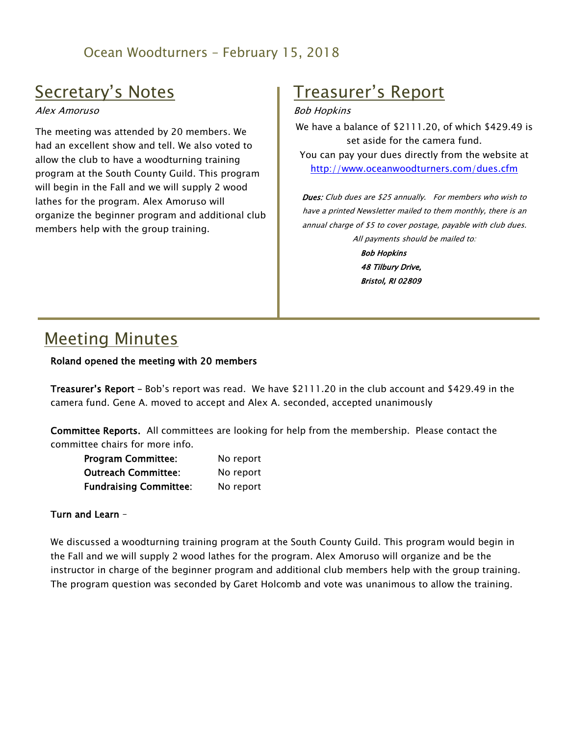Ocean Woodturners – February 15, 2018

## Secretary's Notes

*Alex Amoruso*

The meeting was attended by 20 members. We had an excellent show and tell. We also voted to allow the club to have a woodturning training program at the South County Guild. This program will begin in the Fall and we will supply 2 wood lathes for the program. Alex Amoruso will organize the beginner program and additional club members help with the group training.

## Treasurer's Report

*Bob Hopkins*

We have a balance of $2111.20, of which $429.49 is set aside for the camera fund.

You can pay your dues directly from the website at http://www.oceanwoodturners.com/dues.cfm

***Dues:*** *Club dues are $25 annually. For members who wish to have a printed Newsletter mailed to them monthly, there is an annual charge of $5 to cover postage, payable with club dues. All payments should be mailed to:*

***Bob Hopkins***
***48 Tilbury Drive,***
***Bristol, RI 02809***

## Meeting Minutes

**Roland opened the meeting with 20 members**

**Treasurer's Report** – Bob's report was read. We have $2111.20 in the club account and $429.49 in the camera fund. Gene A. moved to accept and Alex A. seconded, accepted unanimously

**Committee Reports.** All committees are looking for help from the membership. Please contact the committee chairs for more info.

| | |
|---|---|
| **Program Committee:** | No report |
| **Outreach Committee:** | No report |
| **Fundraising Committee:** | No report |

**Turn and Learn** –

We discussed a woodturning training program at the South County Guild. This program would begin in the Fall and we will supply 2 wood lathes for the program. Alex Amoruso will organize and be the instructor in charge of the beginner program and additional club members help with the group training. The program question was seconded by Garet Holcomb and vote was unanimous to allow the training.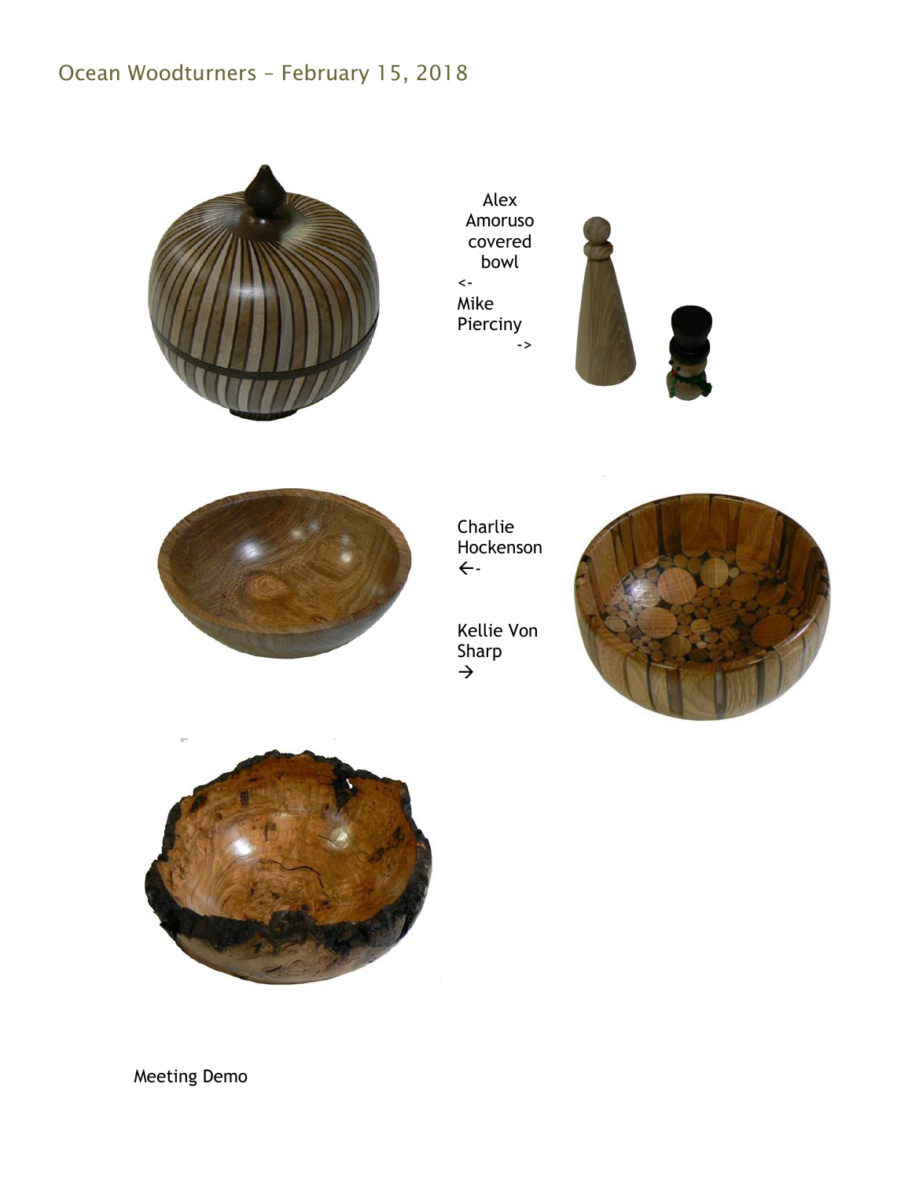Alex Amoruso covered bowl
<-
Mike Pierciny
->

Charlie Hockenson
←-

Kellie Von Sharp
→

Meeting Demo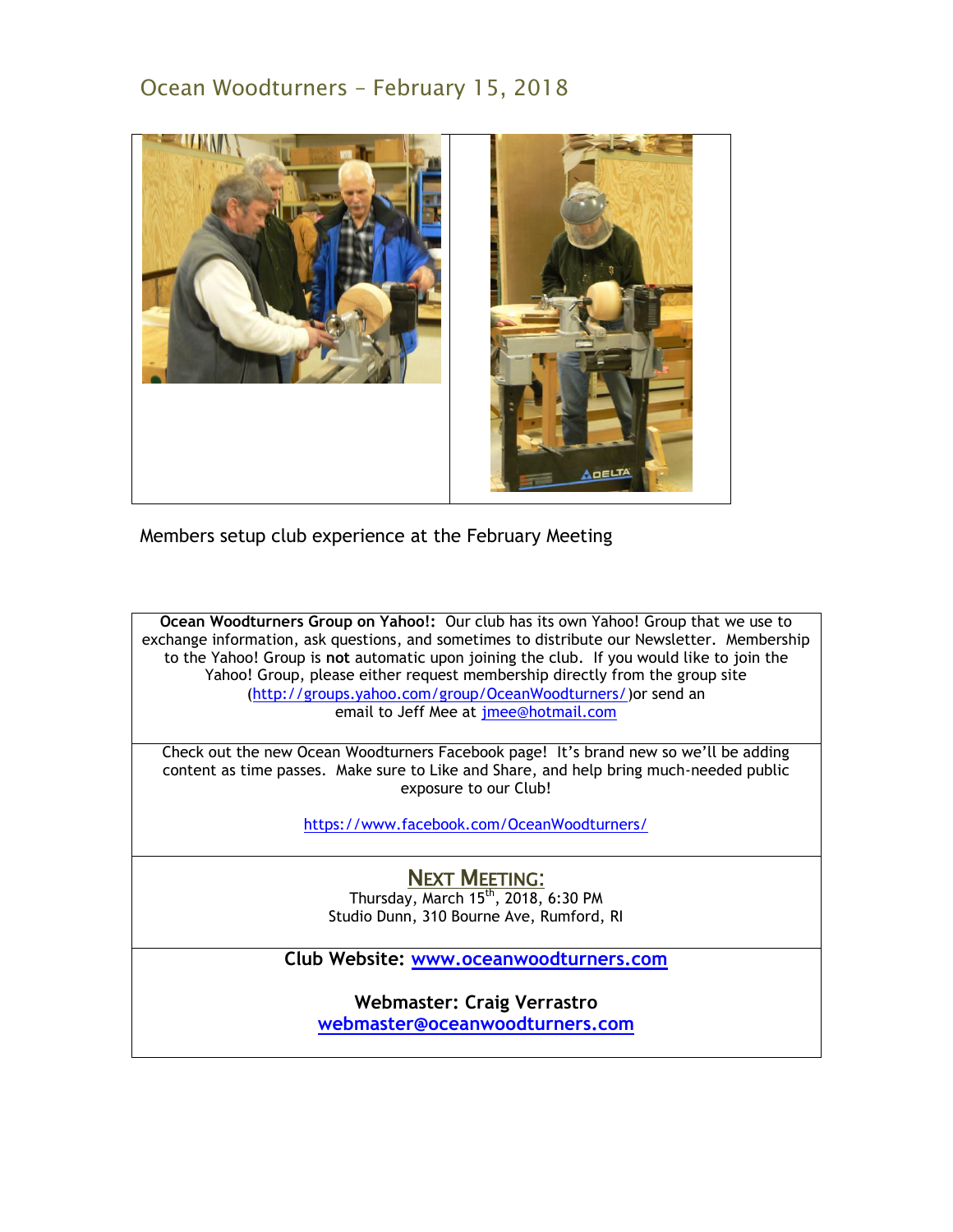Ocean Woodturners – February 15, 2018

Members setup club experience at the February Meeting

**Ocean Woodturners Group on Yahoo!:** Our club has its own Yahoo! Group that we use to exchange information, ask questions, and sometimes to distribute our Newsletter. Membership to the Yahoo! Group is **not** automatic upon joining the club. If you would like to join the Yahoo! Group, please either request membership directly from the group site (http://groups.yahoo.com/group/OceanWoodturners/)or send an email to Jeff Mee at jmee@hotmail.com

Check out the new Ocean Woodturners Facebook page! It's brand new so we'll be adding content as time passes. Make sure to Like and Share, and help bring much-needed public exposure to our Club!

https://www.facebook.com/OceanWoodturners/

## Next Meeting:

Thursday, March 15th, 2018, 6:30 PM
Studio Dunn, 310 Bourne Ave, Rumford, RI

**Club Website: www.oceanwoodturners.com**

**Webmaster: Craig Verrastro**
**webmaster@oceanwoodturners.com**